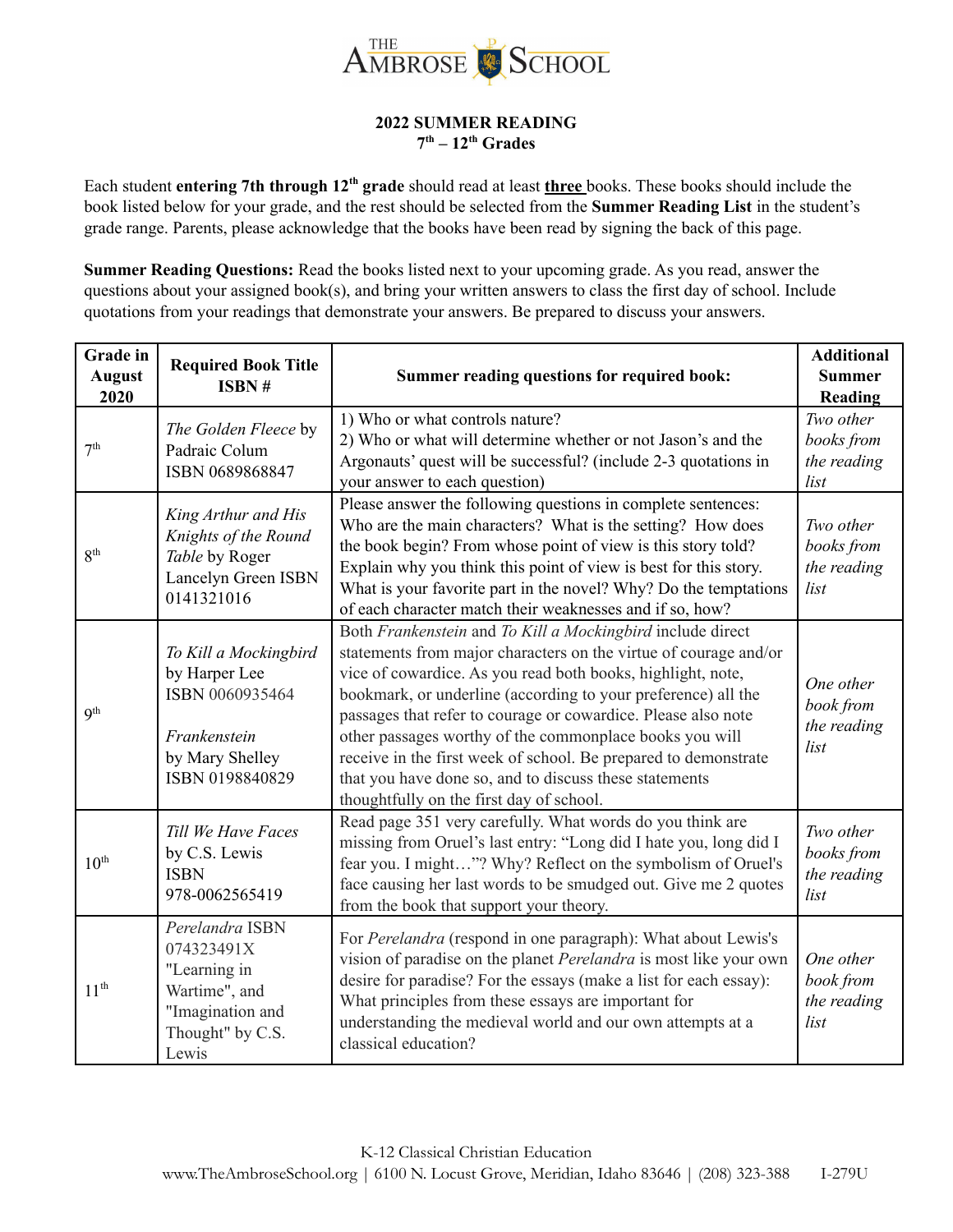THE AMBROSE SCHOOL

**2022 SUMMER READING**
**7th – 12th Grades**

Each student **entering 7th through 12th grade** should read at least **<u>three</u>** books. These books should include the book listed below for your grade, and the rest should be selected from the **Summer Reading List** in the student's grade range. Parents, please acknowledge that the books have been read by signing the back of this page.

**Summer Reading Questions:** Read the books listed next to your upcoming grade. As you read, answer the questions about your assigned book(s), and bring your written answers to class the first day of school. Include quotations from your readings that demonstrate your answers. Be prepared to discuss your answers.

| Grade in August 2020 | Required Book Title ISBN # | Summer reading questions for required book: | Additional Summer Reading |
|---|---|---|---|
| 7th | *The Golden Fleece* by Padraic Colum ISBN 0689868847 | 1) Who or what controls nature? 2) Who or what will determine whether or not Jason's and the Argonauts' quest will be successful? (include 2-3 quotations in your answer to each question) | *Two other books from the reading list* |
| 8th | *King Arthur and His Knights of the Round Table* by Roger Lancelyn Green ISBN 0141321016 | Please answer the following questions in complete sentences: Who are the main characters? What is the setting? How does the book begin? From whose point of view is this story told? Explain why you think this point of view is best for this story. What is your favorite part in the novel? Why? Do the temptations of each character match their weaknesses and if so, how? | *Two other books from the reading list* |
| 9th | *To Kill a Mockingbird* by Harper Lee ISBN 0060935464<br><br>*Frankenstein* by Mary Shelley ISBN 0198840829 | Both *Frankenstein* and *To Kill a Mockingbird* include direct statements from major characters on the virtue of courage and/or vice of cowardice. As you read both books, highlight, note, bookmark, or underline (according to your preference) all the passages that refer to courage or cowardice. Please also note other passages worthy of the commonplace books you will receive in the first week of school. Be prepared to demonstrate that you have done so, and to discuss these statements thoughtfully on the first day of school. | *One other book from the reading list* |
| 10th | *Till We Have Faces* by C.S. Lewis ISBN 978-0062565419 | Read page 351 very carefully. What words do you think are missing from Oruel's last entry: "Long did I hate you, long did I fear you. I might…"? Why? Reflect on the symbolism of Oruel's face causing her last words to be smudged out. Give me 2 quotes from the book that support your theory. | *Two other books from the reading list* |
| 11th | *Perelandra* ISBN 074323491X "Learning in Wartime", and "Imagination and Thought" by C.S. Lewis | For *Perelandra* (respond in one paragraph): What about Lewis's vision of paradise on the planet *Perelandra* is most like your own desire for paradise? For the essays (make a list for each essay): What principles from these essays are important for understanding the medieval world and our own attempts at a classical education? | *One other book from the reading list* |

K-12 Classical Christian Education
www.TheAmbroseSchool.org | 6100 N. Locust Grove, Meridian, Idaho 83646 | (208) 323-388 I-279U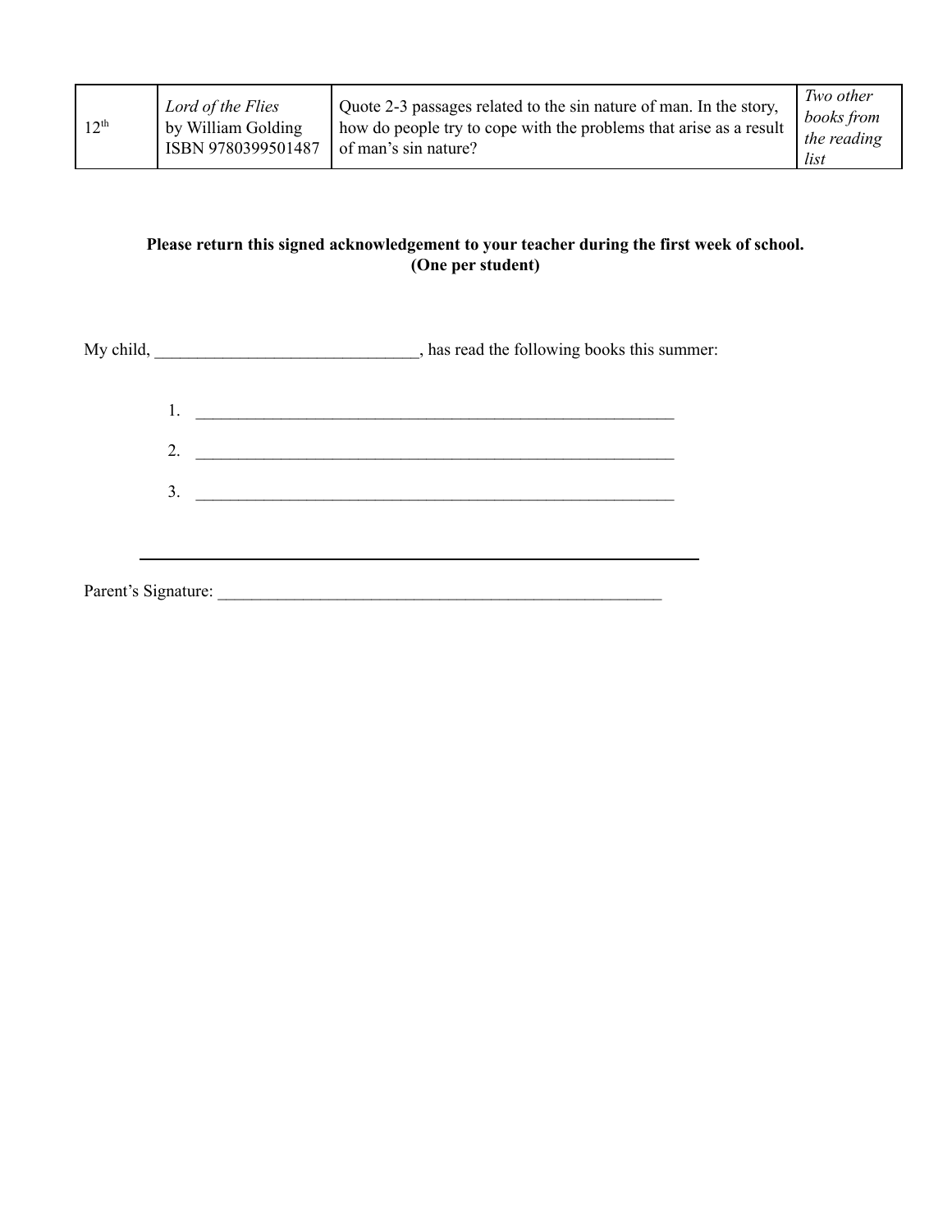| | | | |
|---|---|---|---|
| 12th | *Lord of the Flies* by William Golding ISBN 9780399501487 | Quote 2-3 passages related to the sin nature of man. In the story, how do people try to cope with the problems that arise as a result of man's sin nature? | *Two other books from the reading list* |

**Please return this signed acknowledgement to your teacher during the first week of school.**
**(One per student)**

My child, ______________________________, has read the following books this summer:

1. ____________________________________________________________
2. ____________________________________________________________
3. ____________________________________________________________

---

Parent's Signature: ________________________________________________________